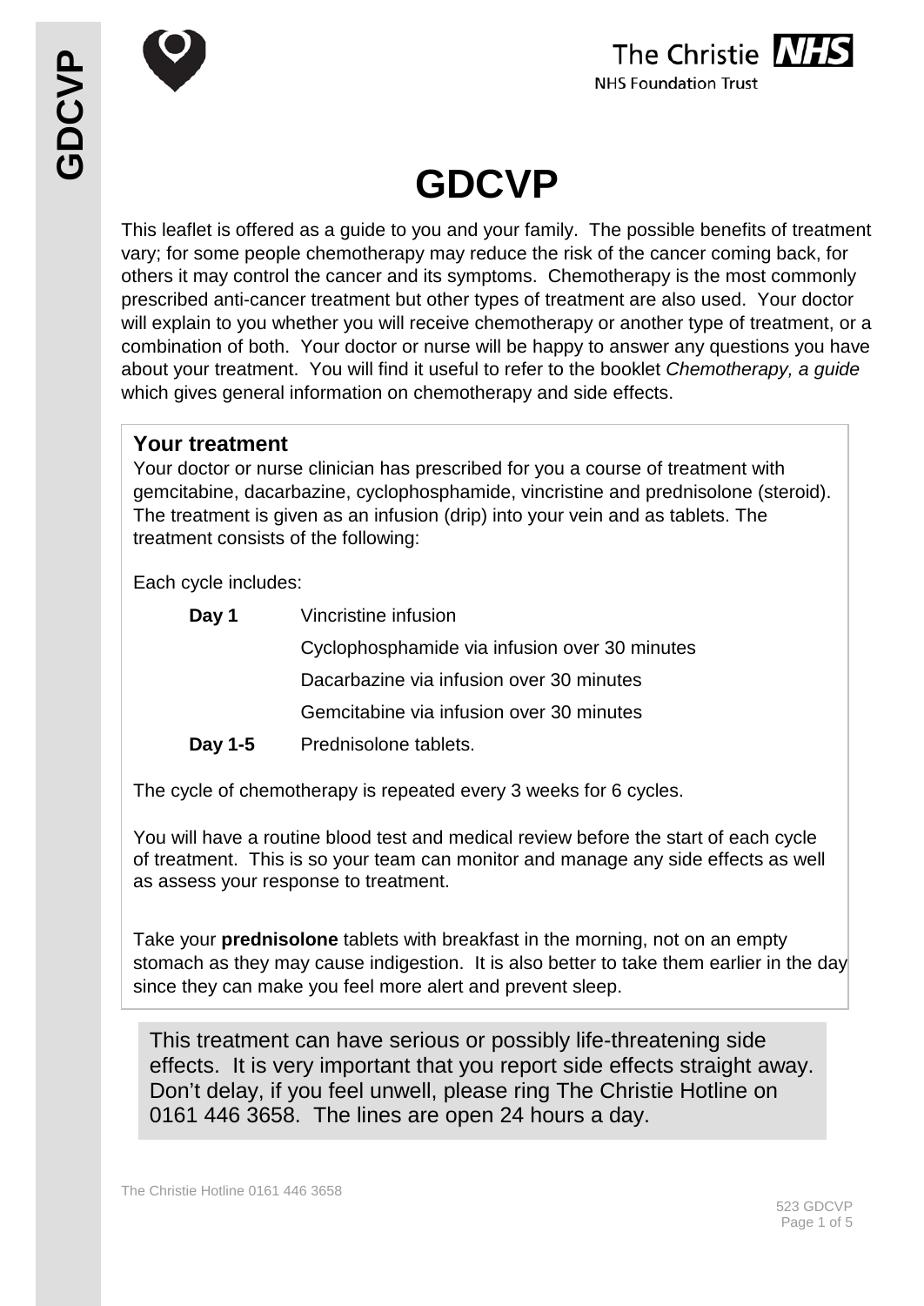# GDCVP

This leaflet is offered as a guide to you and your family. The possible benefits of treatment vary; for some people chemotherapy may reduce the risk of the cancer coming back, for others it may control the cancer and its symptoms. Chemotherapy is the most commonly prescribed anti-cancer treatment but other types of treatment are also used. Your doctor will explain to you whether you will receive chemotherapy or another type of treatment, or a combination of both. Your doctor or nurse will be happy to answer any questions you have about your treatment. You will find it useful to refer to the booklet *Chemotherapy, a guide* which gives general information on chemotherapy and side effects.

## Your treatment

Your doctor or nurse clinician has prescribed for you a course of treatment with gemcitabine, dacarbazine, cyclophosphamide, vincristine and prednisolone (steroid). The treatment is given as an infusion (drip) into your vein and as tablets. The treatment consists of the following:

Each cycle includes:

| | |
|---|---|
| **Day 1** | Vincristine infusion |
| | Cyclophosphamide via infusion over 30 minutes |
| | Dacarbazine via infusion over 30 minutes |
| | Gemcitabine via infusion over 30 minutes |
| **Day 1-5** | Prednisolone tablets. |

The cycle of chemotherapy is repeated every 3 weeks for 6 cycles.

You will have a routine blood test and medical review before the start of each cycle of treatment. This is so your team can monitor and manage any side effects as well as assess your response to treatment.

Take your **prednisolone** tablets with breakfast in the morning, not on an empty stomach as they may cause indigestion. It is also better to take them earlier in the day since they can make you feel more alert and prevent sleep.

This treatment can have serious or possibly life-threatening side effects. It is very important that you report side effects straight away. Don't delay, if you feel unwell, please ring The Christie Hotline on 0161 446 3658. The lines are open 24 hours a day.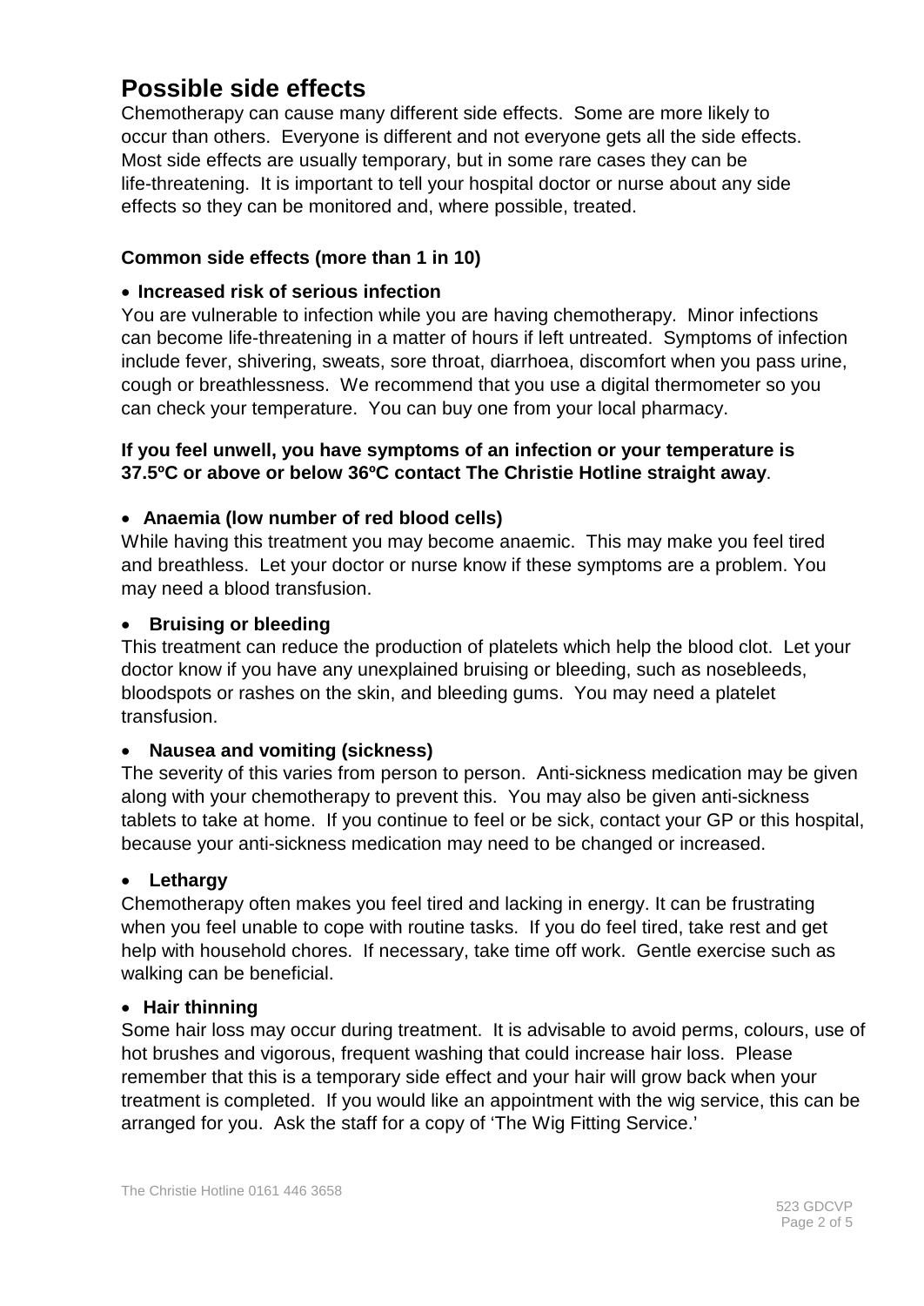# Possible side effects

Chemotherapy can cause many different side effects. Some are more likely to occur than others. Everyone is different and not everyone gets all the side effects. Most side effects are usually temporary, but in some rare cases they can be life-threatening. It is important to tell your hospital doctor or nurse about any side effects so they can be monitored and, where possible, treated.

**Common side effects (more than 1 in 10)**

- **Increased risk of serious infection**

You are vulnerable to infection while you are having chemotherapy. Minor infections can become life-threatening in a matter of hours if left untreated. Symptoms of infection include fever, shivering, sweats, sore throat, diarrhoea, discomfort when you pass urine, cough or breathlessness. We recommend that you use a digital thermometer so you can check your temperature. You can buy one from your local pharmacy.

**If you feel unwell, you have symptoms of an infection or your temperature is 37.5ºC or above or below 36ºC contact The Christie Hotline straight away**.

- **Anaemia (low number of red blood cells)**

While having this treatment you may become anaemic. This may make you feel tired and breathless. Let your doctor or nurse know if these symptoms are a problem. You may need a blood transfusion.

- **Bruising or bleeding**

This treatment can reduce the production of platelets which help the blood clot. Let your doctor know if you have any unexplained bruising or bleeding, such as nosebleeds, bloodspots or rashes on the skin, and bleeding gums. You may need a platelet transfusion.

- **Nausea and vomiting (sickness)**

The severity of this varies from person to person. Anti-sickness medication may be given along with your chemotherapy to prevent this. You may also be given anti-sickness tablets to take at home. If you continue to feel or be sick, contact your GP or this hospital, because your anti-sickness medication may need to be changed or increased.

- **Lethargy**

Chemotherapy often makes you feel tired and lacking in energy. It can be frustrating when you feel unable to cope with routine tasks. If you do feel tired, take rest and get help with household chores. If necessary, take time off work. Gentle exercise such as walking can be beneficial.

- **Hair thinning**

Some hair loss may occur during treatment. It is advisable to avoid perms, colours, use of hot brushes and vigorous, frequent washing that could increase hair loss. Please remember that this is a temporary side effect and your hair will grow back when your treatment is completed. If you would like an appointment with the wig service, this can be arranged for you. Ask the staff for a copy of 'The Wig Fitting Service.'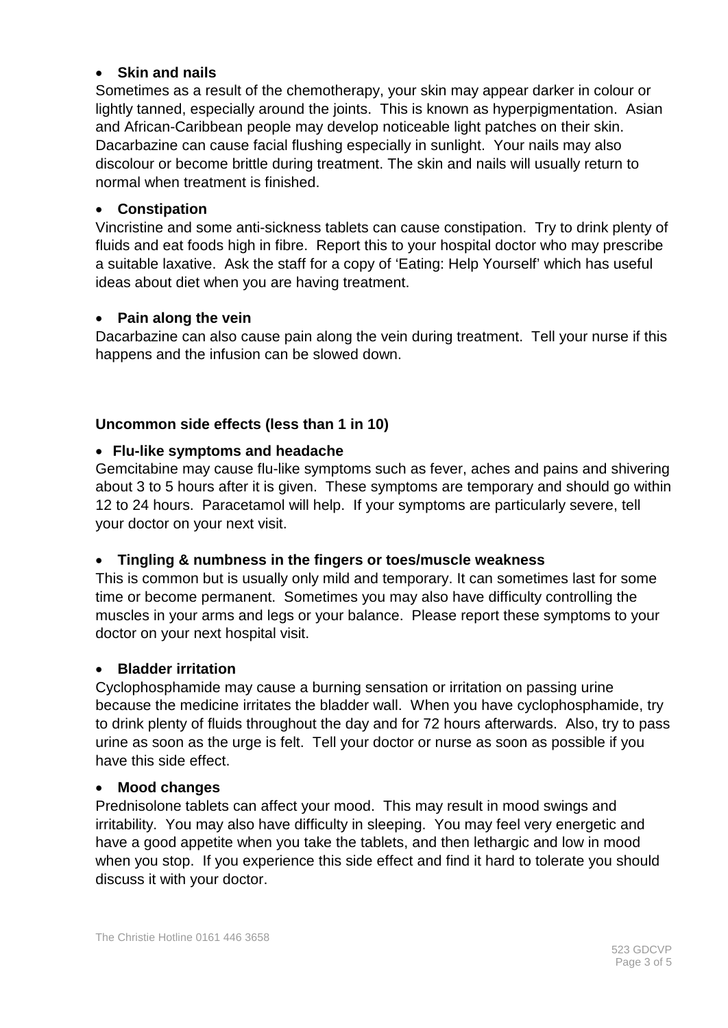- **Skin and nails**

Sometimes as a result of the chemotherapy, your skin may appear darker in colour or lightly tanned, especially around the joints. This is known as hyperpigmentation. Asian and African-Caribbean people may develop noticeable light patches on their skin. Dacarbazine can cause facial flushing especially in sunlight. Your nails may also discolour or become brittle during treatment. The skin and nails will usually return to normal when treatment is finished.

- **Constipation**

Vincristine and some anti-sickness tablets can cause constipation. Try to drink plenty of fluids and eat foods high in fibre. Report this to your hospital doctor who may prescribe a suitable laxative. Ask the staff for a copy of 'Eating: Help Yourself' which has useful ideas about diet when you are having treatment.

- **Pain along the vein**

Dacarbazine can also cause pain along the vein during treatment. Tell your nurse if this happens and the infusion can be slowed down.

**Uncommon side effects (less than 1 in 10)**

- **Flu-like symptoms and headache**

Gemcitabine may cause flu-like symptoms such as fever, aches and pains and shivering about 3 to 5 hours after it is given. These symptoms are temporary and should go within 12 to 24 hours. Paracetamol will help. If your symptoms are particularly severe, tell your doctor on your next visit.

- **Tingling & numbness in the fingers or toes/muscle weakness**

This is common but is usually only mild and temporary. It can sometimes last for some time or become permanent. Sometimes you may also have difficulty controlling the muscles in your arms and legs or your balance. Please report these symptoms to your doctor on your next hospital visit.

- **Bladder irritation**

Cyclophosphamide may cause a burning sensation or irritation on passing urine because the medicine irritates the bladder wall. When you have cyclophosphamide, try to drink plenty of fluids throughout the day and for 72 hours afterwards. Also, try to pass urine as soon as the urge is felt. Tell your doctor or nurse as soon as possible if you have this side effect.

- **Mood changes**

Prednisolone tablets can affect your mood. This may result in mood swings and irritability. You may also have difficulty in sleeping. You may feel very energetic and have a good appetite when you take the tablets, and then lethargic and low in mood when you stop. If you experience this side effect and find it hard to tolerate you should discuss it with your doctor.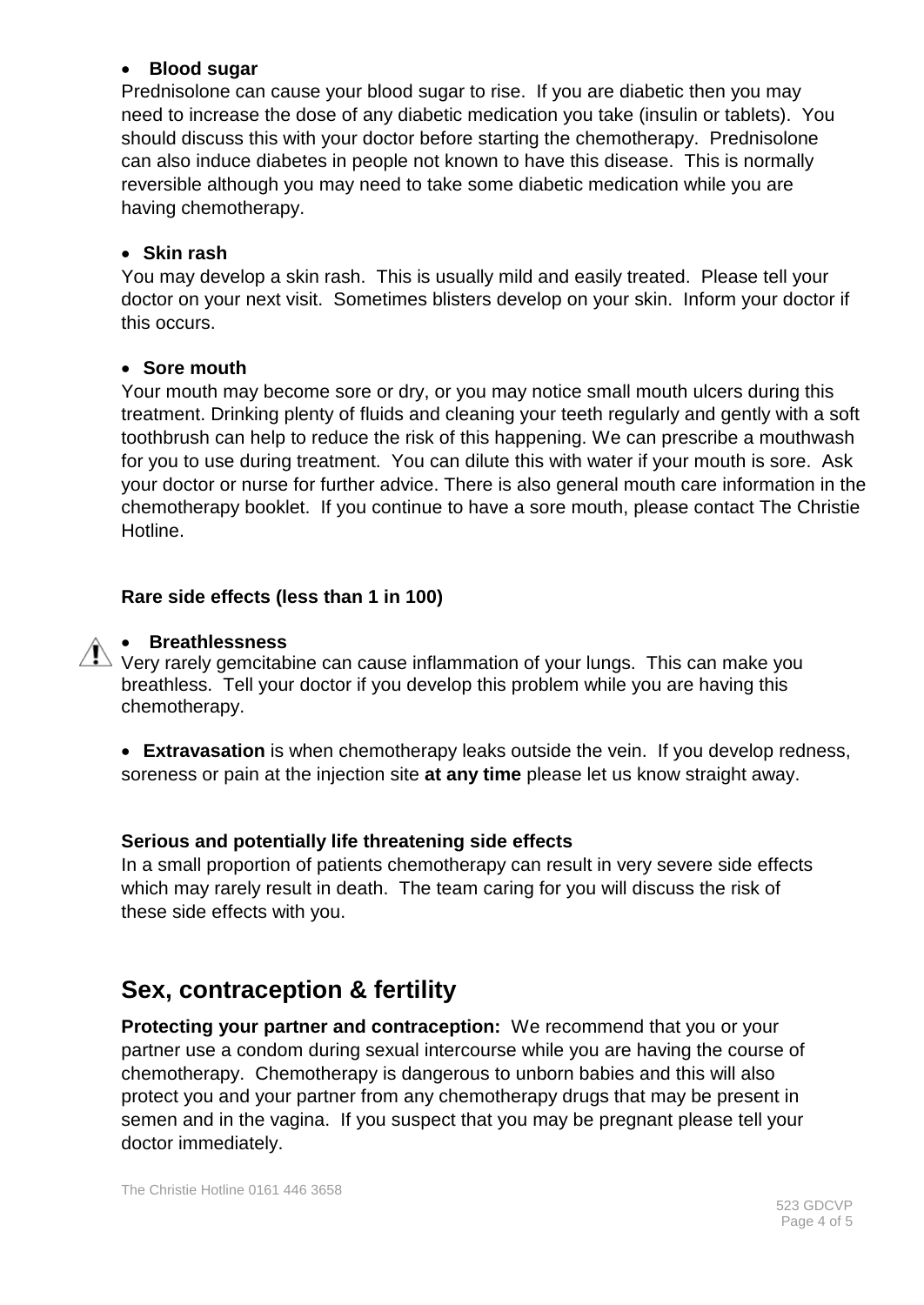- **Blood sugar**

Prednisolone can cause your blood sugar to rise. If you are diabetic then you may need to increase the dose of any diabetic medication you take (insulin or tablets). You should discuss this with your doctor before starting the chemotherapy. Prednisolone can also induce diabetes in people not known to have this disease. This is normally reversible although you may need to take some diabetic medication while you are having chemotherapy.

- **Skin rash**

You may develop a skin rash. This is usually mild and easily treated. Please tell your doctor on your next visit. Sometimes blisters develop on your skin. Inform your doctor if this occurs.

- **Sore mouth**

Your mouth may become sore or dry, or you may notice small mouth ulcers during this treatment. Drinking plenty of fluids and cleaning your teeth regularly and gently with a soft toothbrush can help to reduce the risk of this happening. We can prescribe a mouthwash for you to use during treatment. You can dilute this with water if your mouth is sore. Ask your doctor or nurse for further advice. There is also general mouth care information in the chemotherapy booklet. If you continue to have a sore mouth, please contact The Christie Hotline.

**Rare side effects (less than 1 in 100)**

- ⚠ **Breathlessness**

Very rarely gemcitabine can cause inflammation of your lungs. This can make you breathless. Tell your doctor if you develop this problem while you are having this chemotherapy.

- **Extravasation** is when chemotherapy leaks outside the vein. If you develop redness, soreness or pain at the injection site **at any time** please let us know straight away.

**Serious and potentially life threatening side effects**

In a small proportion of patients chemotherapy can result in very severe side effects which may rarely result in death. The team caring for you will discuss the risk of these side effects with you.

## Sex, contraception & fertility

**Protecting your partner and contraception:** We recommend that you or your partner use a condom during sexual intercourse while you are having the course of chemotherapy. Chemotherapy is dangerous to unborn babies and this will also protect you and your partner from any chemotherapy drugs that may be present in semen and in the vagina. If you suspect that you may be pregnant please tell your doctor immediately.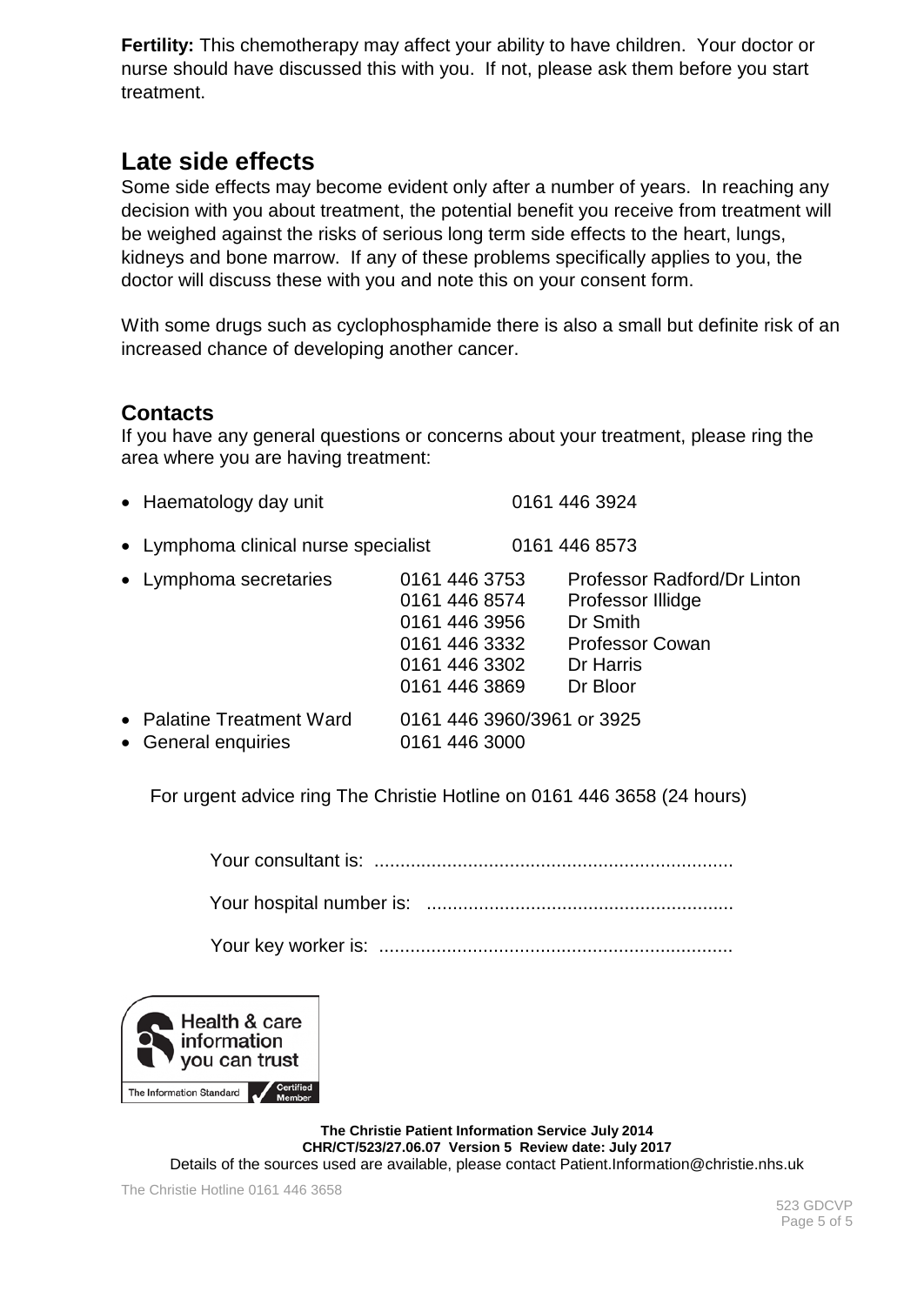**Fertility:** This chemotherapy may affect your ability to have children. Your doctor or nurse should have discussed this with you. If not, please ask them before you start treatment.

## Late side effects

Some side effects may become evident only after a number of years. In reaching any decision with you about treatment, the potential benefit you receive from treatment will be weighed against the risks of serious long term side effects to the heart, lungs, kidneys and bone marrow. If any of these problems specifically applies to you, the doctor will discuss these with you and note this on your consent form.

With some drugs such as cyclophosphamide there is also a small but definite risk of an increased chance of developing another cancer.

### Contacts

If you have any general questions or concerns about your treatment, please ring the area where you are having treatment:

- Haematology day unit 0161 446 3924
- Lymphoma clinical nurse specialist 0161 446 8573
- Lymphoma secretaries
  - 0161 446 3753 Professor Radford/Dr Linton
  - 0161 446 8574 Professor Illidge
  - 0161 446 3956 Dr Smith
  - 0161 446 3332 Professor Cowan
  - 0161 446 3302 Dr Harris
  - 0161 446 3869 Dr Bloor
- Palatine Treatment Ward 0161 446 3960/3961 or 3925
- General enquiries 0161 446 3000

For urgent advice ring The Christie Hotline on 0161 446 3658 (24 hours)

Your consultant is: ....................................................................

Your hospital number is: ..........................................................

Your key worker is: ...................................................................

Health & care information you can trust

The Information Standard Certified Member

**The Christie Patient Information Service July 2014**
**CHR/CT/523/27.06.07 Version 5 Review date: July 2017**
Details of the sources used are available, please contact Patient.Information@christie.nhs.uk

523 GDCVP